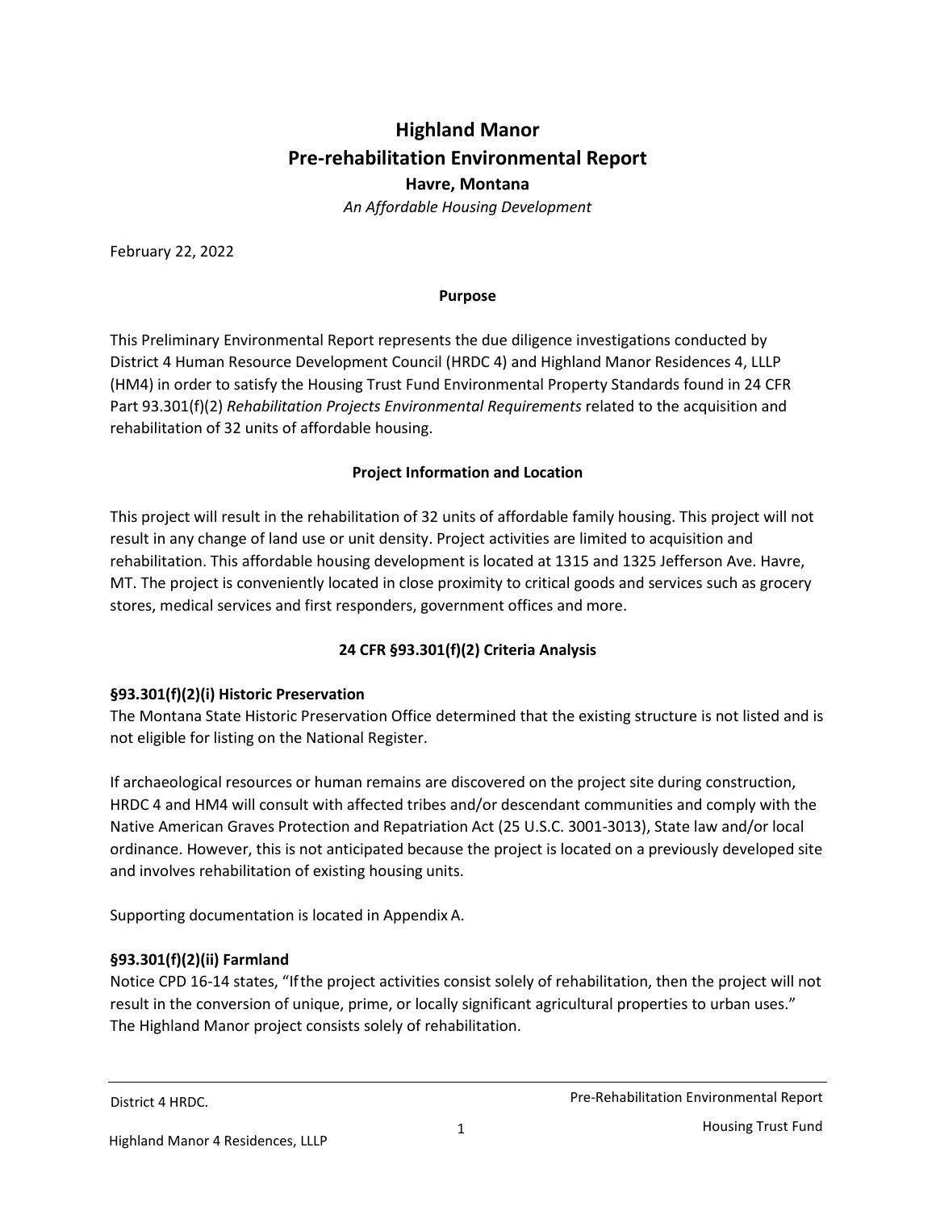# Highland Manor
# Pre-rehabilitation Environmental Report
### Havre, Montana

*An Affordable Housing Development*

February 22, 2022

**Purpose**

This Preliminary Environmental Report represents the due diligence investigations conducted by District 4 Human Resource Development Council (HRDC 4) and Highland Manor Residences 4, LLLP (HM4) in order to satisfy the Housing Trust Fund Environmental Property Standards found in 24 CFR Part 93.301(f)(2) *Rehabilitation Projects Environmental Requirements* related to the acquisition and rehabilitation of 32 units of affordable housing.

**Project Information and Location**

This project will result in the rehabilitation of 32 units of affordable family housing. This project will not result in any change of land use or unit density. Project activities are limited to acquisition and rehabilitation. This affordable housing development is located at 1315 and 1325 Jefferson Ave. Havre, MT. The project is conveniently located in close proximity to critical goods and services such as grocery stores, medical services and first responders, government offices and more.

**24 CFR §93.301(f)(2) Criteria Analysis**

**§93.301(f)(2)(i) Historic Preservation**

The Montana State Historic Preservation Office determined that the existing structure is not listed and is not eligible for listing on the National Register.

If archaeological resources or human remains are discovered on the project site during construction, HRDC 4 and HM4 will consult with affected tribes and/or descendant communities and comply with the Native American Graves Protection and Repatriation Act (25 U.S.C. 3001-3013), State law and/or local ordinance. However, this is not anticipated because the project is located on a previously developed site and involves rehabilitation of existing housing units.

Supporting documentation is located in Appendix A.

**§93.301(f)(2)(ii) Farmland**

Notice CPD 16-14 states, "If the project activities consist solely of rehabilitation, then the project will not result in the conversion of unique, prime, or locally significant agricultural properties to urban uses." The Highland Manor project consists solely of rehabilitation.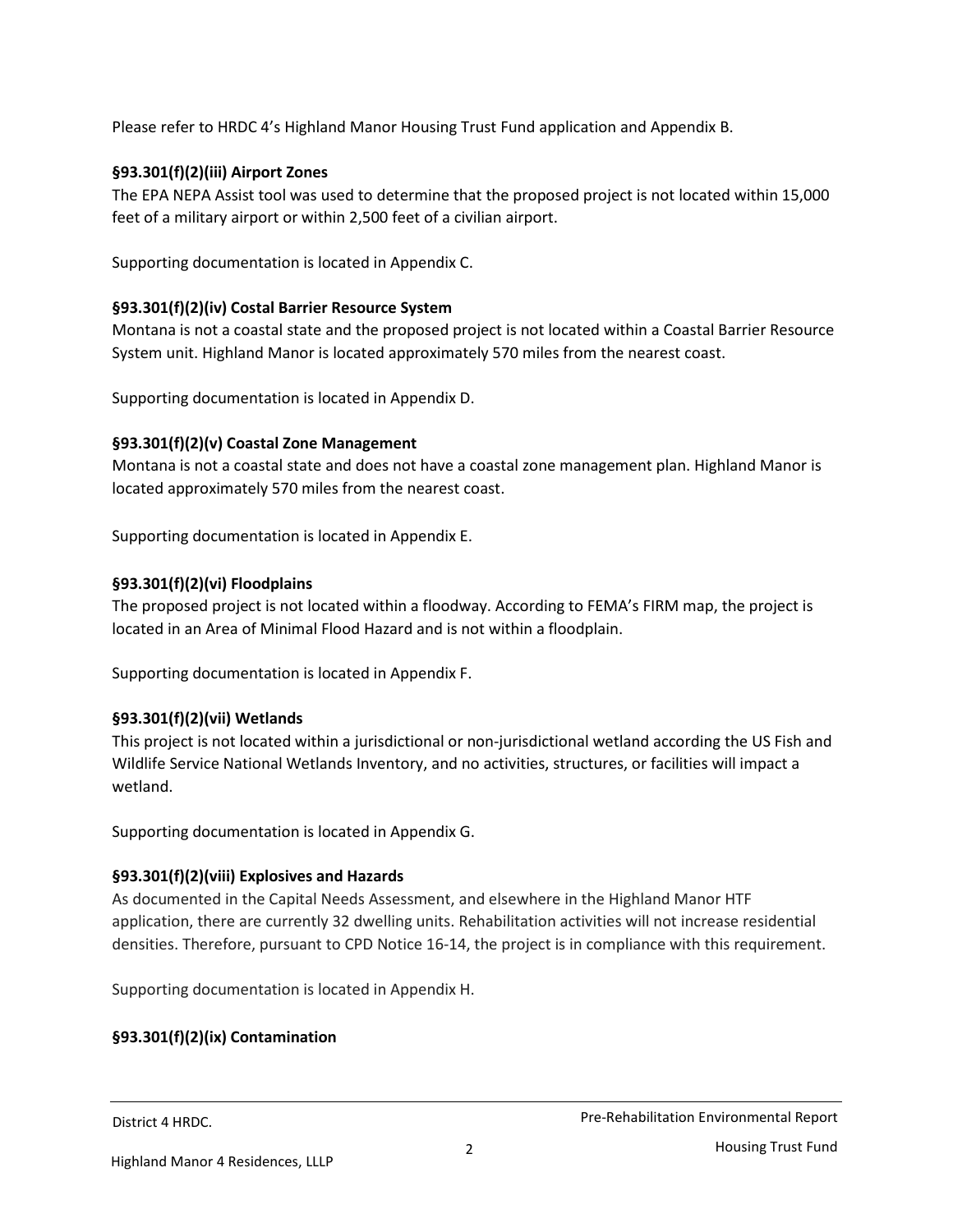Please refer to HRDC 4's Highland Manor Housing Trust Fund application and Appendix B.

**§93.301(f)(2)(iii) Airport Zones**

The EPA NEPA Assist tool was used to determine that the proposed project is not located within 15,000 feet of a military airport or within 2,500 feet of a civilian airport.

Supporting documentation is located in Appendix C.

**§93.301(f)(2)(iv) Costal Barrier Resource System**

Montana is not a coastal state and the proposed project is not located within a Coastal Barrier Resource System unit. Highland Manor is located approximately 570 miles from the nearest coast.

Supporting documentation is located in Appendix D.

**§93.301(f)(2)(v) Coastal Zone Management**

Montana is not a coastal state and does not have a coastal zone management plan. Highland Manor is located approximately 570 miles from the nearest coast.

Supporting documentation is located in Appendix E.

**§93.301(f)(2)(vi) Floodplains**

The proposed project is not located within a floodway. According to FEMA's FIRM map, the project is located in an Area of Minimal Flood Hazard and is not within a floodplain.

Supporting documentation is located in Appendix F.

**§93.301(f)(2)(vii) Wetlands**

This project is not located within a jurisdictional or non-jurisdictional wetland according the US Fish and Wildlife Service National Wetlands Inventory, and no activities, structures, or facilities will impact a wetland.

Supporting documentation is located in Appendix G.

**§93.301(f)(2)(viii) Explosives and Hazards**

As documented in the Capital Needs Assessment, and elsewhere in the Highland Manor HTF application, there are currently 32 dwelling units. Rehabilitation activities will not increase residential densities. Therefore, pursuant to CPD Notice 16-14, the project is in compliance with this requirement.

Supporting documentation is located in Appendix H.

**§93.301(f)(2)(ix) Contamination**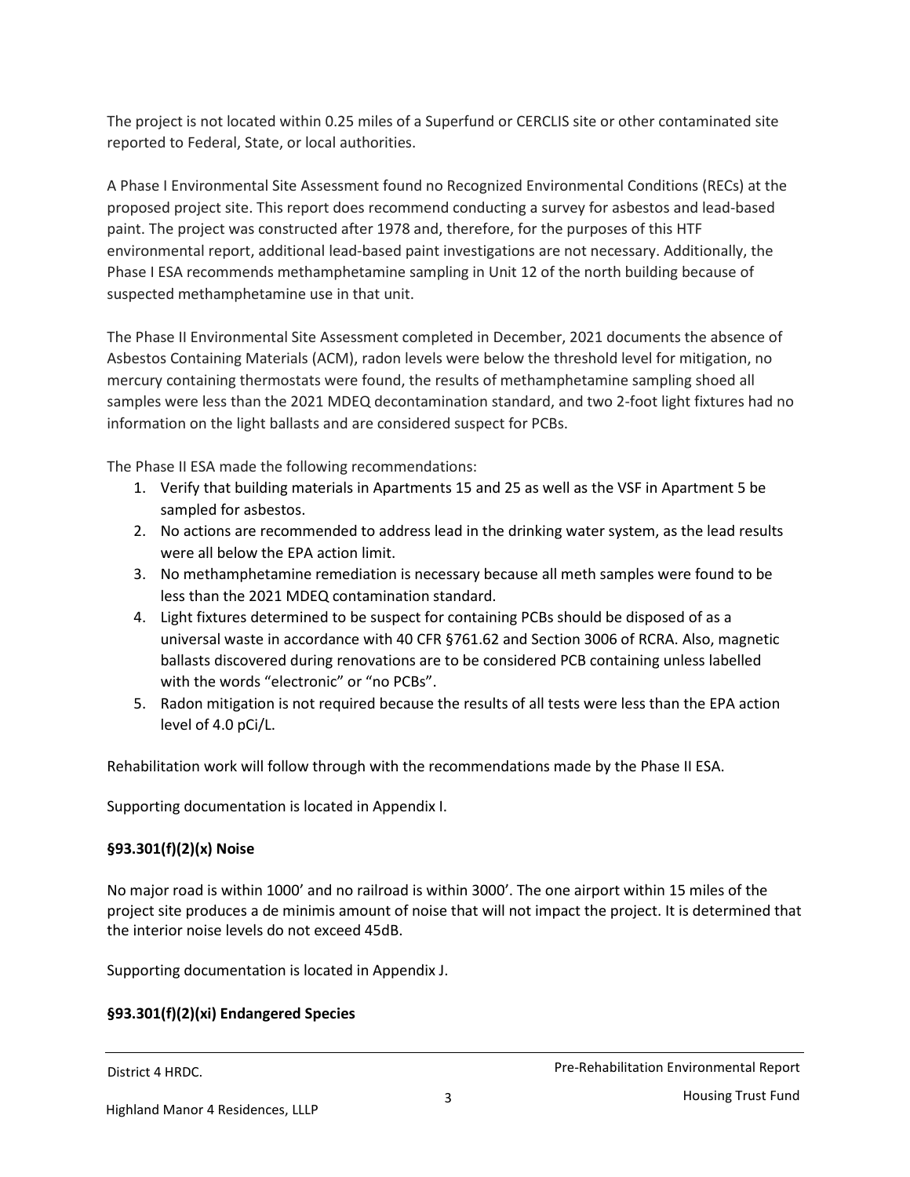The project is not located within 0.25 miles of a Superfund or CERCLIS site or other contaminated site reported to Federal, State, or local authorities.

A Phase I Environmental Site Assessment found no Recognized Environmental Conditions (RECs) at the proposed project site. This report does recommend conducting a survey for asbestos and lead-based paint. The project was constructed after 1978 and, therefore, for the purposes of this HTF environmental report, additional lead-based paint investigations are not necessary. Additionally, the Phase I ESA recommends methamphetamine sampling in Unit 12 of the north building because of suspected methamphetamine use in that unit.

The Phase II Environmental Site Assessment completed in December, 2021 documents the absence of Asbestos Containing Materials (ACM), radon levels were below the threshold level for mitigation, no mercury containing thermostats were found, the results of methamphetamine sampling shoed all samples were less than the 2021 MDEQ decontamination standard, and two 2-foot light fixtures had no information on the light ballasts and are considered suspect for PCBs.

The Phase II ESA made the following recommendations:

1. Verify that building materials in Apartments 15 and 25 as well as the VSF in Apartment 5 be sampled for asbestos.
2. No actions are recommended to address lead in the drinking water system, as the lead results were all below the EPA action limit.
3. No methamphetamine remediation is necessary because all meth samples were found to be less than the 2021 MDEQ contamination standard.
4. Light fixtures determined to be suspect for containing PCBs should be disposed of as a universal waste in accordance with 40 CFR §761.62 and Section 3006 of RCRA. Also, magnetic ballasts discovered during renovations are to be considered PCB containing unless labelled with the words "electronic" or "no PCBs".
5. Radon mitigation is not required because the results of all tests were less than the EPA action level of 4.0 pCi/L.

Rehabilitation work will follow through with the recommendations made by the Phase II ESA.

Supporting documentation is located in Appendix I.

### §93.301(f)(2)(x) Noise

No major road is within 1000' and no railroad is within 3000'. The one airport within 15 miles of the project site produces a de minimis amount of noise that will not impact the project. It is determined that the interior noise levels do not exceed 45dB.

Supporting documentation is located in Appendix J.

### §93.301(f)(2)(xi) Endangered Species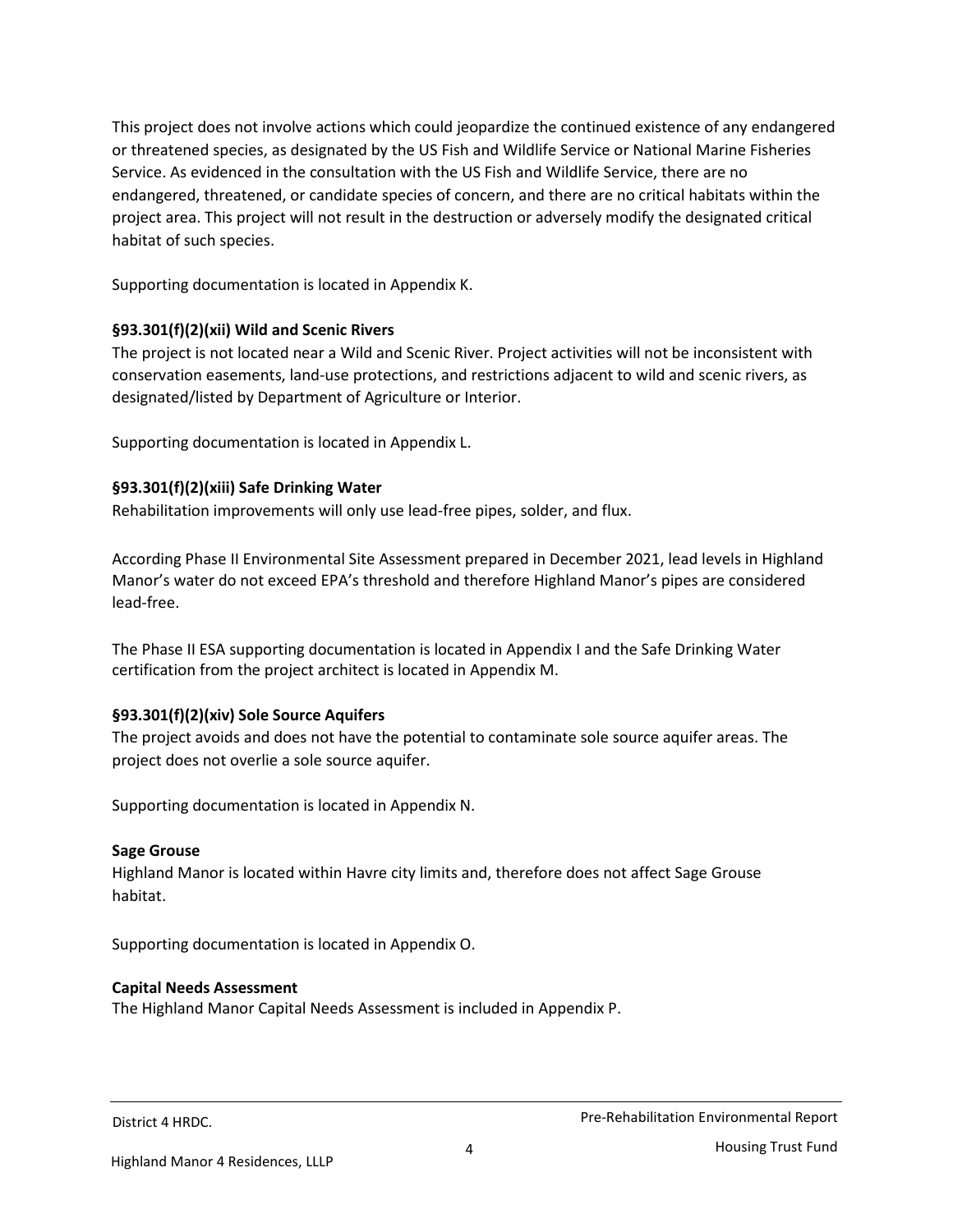This project does not involve actions which could jeopardize the continued existence of any endangered or threatened species, as designated by the US Fish and Wildlife Service or National Marine Fisheries Service. As evidenced in the consultation with the US Fish and Wildlife Service, there are no endangered, threatened, or candidate species of concern, and there are no critical habitats within the project area. This project will not result in the destruction or adversely modify the designated critical habitat of such species.

Supporting documentation is located in Appendix K.

**§93.301(f)(2)(xii) Wild and Scenic Rivers**

The project is not located near a Wild and Scenic River. Project activities will not be inconsistent with conservation easements, land-use protections, and restrictions adjacent to wild and scenic rivers, as designated/listed by Department of Agriculture or Interior.

Supporting documentation is located in Appendix L.

**§93.301(f)(2)(xiii) Safe Drinking Water**

Rehabilitation improvements will only use lead-free pipes, solder, and flux.

According Phase II Environmental Site Assessment prepared in December 2021, lead levels in Highland Manor's water do not exceed EPA's threshold and therefore Highland Manor's pipes are considered lead-free.

The Phase II ESA supporting documentation is located in Appendix I and the Safe Drinking Water certification from the project architect is located in Appendix M.

**§93.301(f)(2)(xiv) Sole Source Aquifers**

The project avoids and does not have the potential to contaminate sole source aquifer areas. The project does not overlie a sole source aquifer.

Supporting documentation is located in Appendix N.

**Sage Grouse**

Highland Manor is located within Havre city limits and, therefore does not affect Sage Grouse habitat.

Supporting documentation is located in Appendix O.

**Capital Needs Assessment**

The Highland Manor Capital Needs Assessment is included in Appendix P.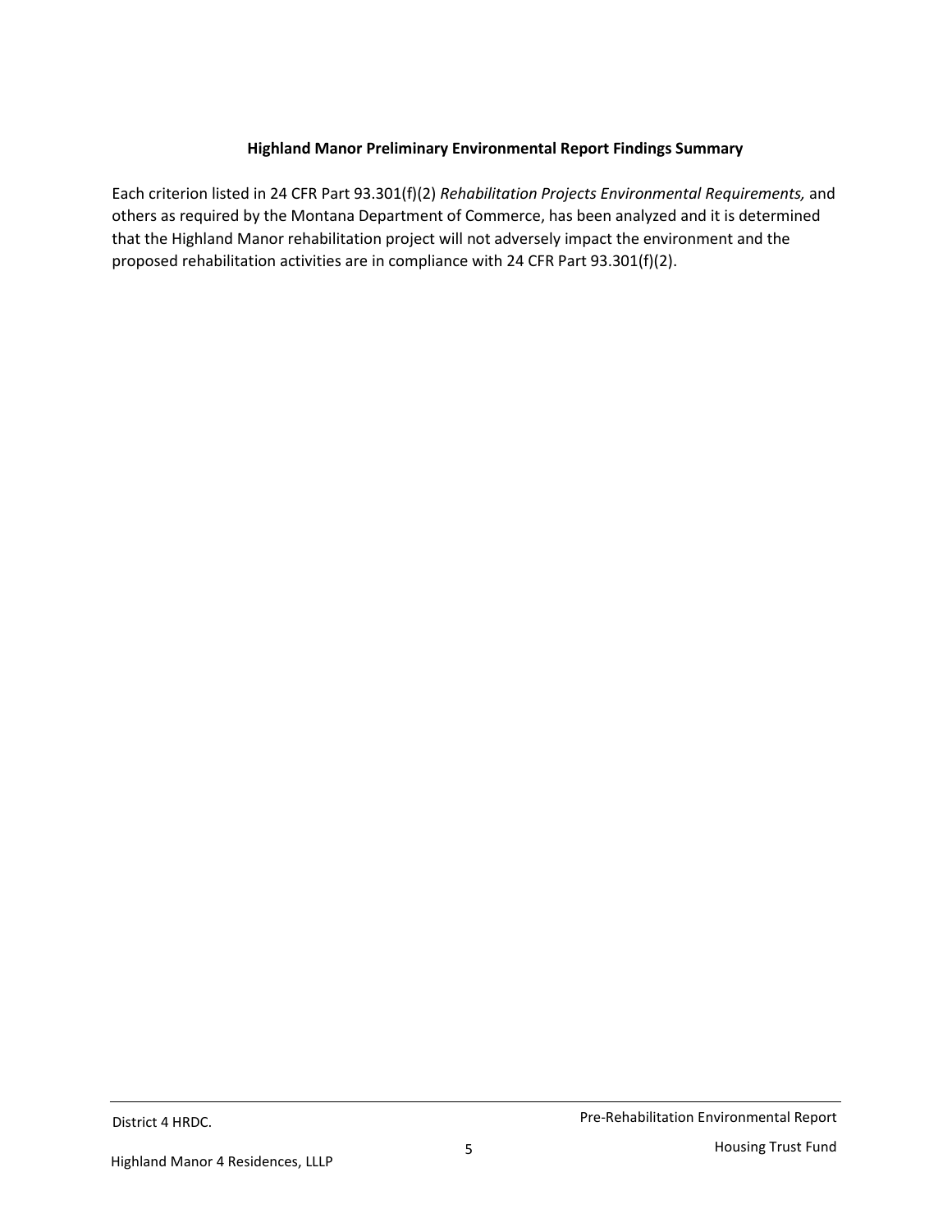## Highland Manor Preliminary Environmental Report Findings Summary

Each criterion listed in 24 CFR Part 93.301(f)(2) *Rehabilitation Projects Environmental Requirements,* and others as required by the Montana Department of Commerce, has been analyzed and it is determined that the Highland Manor rehabilitation project will not adversely impact the environment and the proposed rehabilitation activities are in compliance with 24 CFR Part 93.301(f)(2).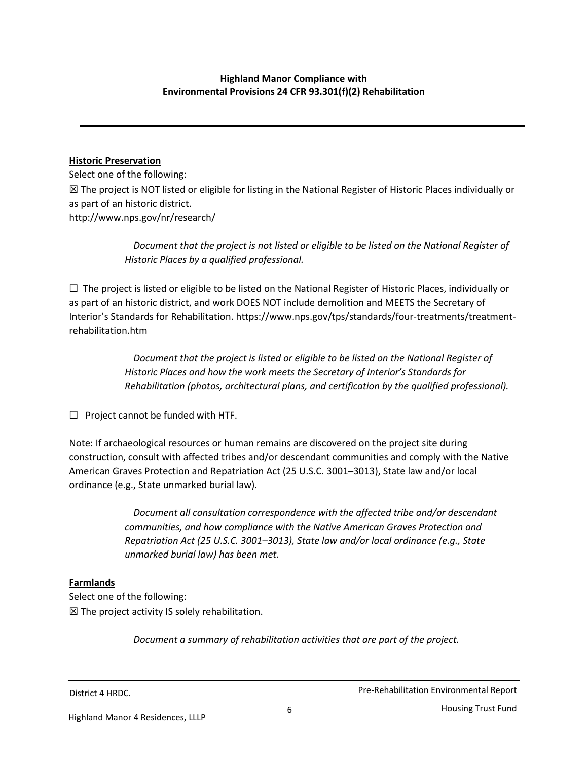**Highland Manor Compliance with**
**Environmental Provisions 24 CFR 93.301(f)(2) Rehabilitation**

---

**Historic Preservation**

Select one of the following:

☒ The project is NOT listed or eligible for listing in the National Register of Historic Places individually or as part of an historic district.
http://www.nps.gov/nr/research/

> *Document that the project is not listed or eligible to be listed on the National Register of Historic Places by a qualified professional.*

☐ The project is listed or eligible to be listed on the National Register of Historic Places, individually or as part of an historic district, and work DOES NOT include demolition and MEETS the Secretary of Interior's Standards for Rehabilitation. https://www.nps.gov/tps/standards/four-treatments/treatment-rehabilitation.htm

> *Document that the project is listed or eligible to be listed on the National Register of Historic Places and how the work meets the Secretary of Interior's Standards for Rehabilitation (photos, architectural plans, and certification by the qualified professional).*

☐ Project cannot be funded with HTF.

Note: If archaeological resources or human remains are discovered on the project site during construction, consult with affected tribes and/or descendant communities and comply with the Native American Graves Protection and Repatriation Act (25 U.S.C. 3001–3013), State law and/or local ordinance (e.g., State unmarked burial law).

> *Document all consultation correspondence with the affected tribe and/or descendant communities, and how compliance with the Native American Graves Protection and Repatriation Act (25 U.S.C. 3001–3013), State law and/or local ordinance (e.g., State unmarked burial law) has been met.*

**Farmlands**

Select one of the following:

☒ The project activity IS solely rehabilitation.

> *Document a summary of rehabilitation activities that are part of the project.*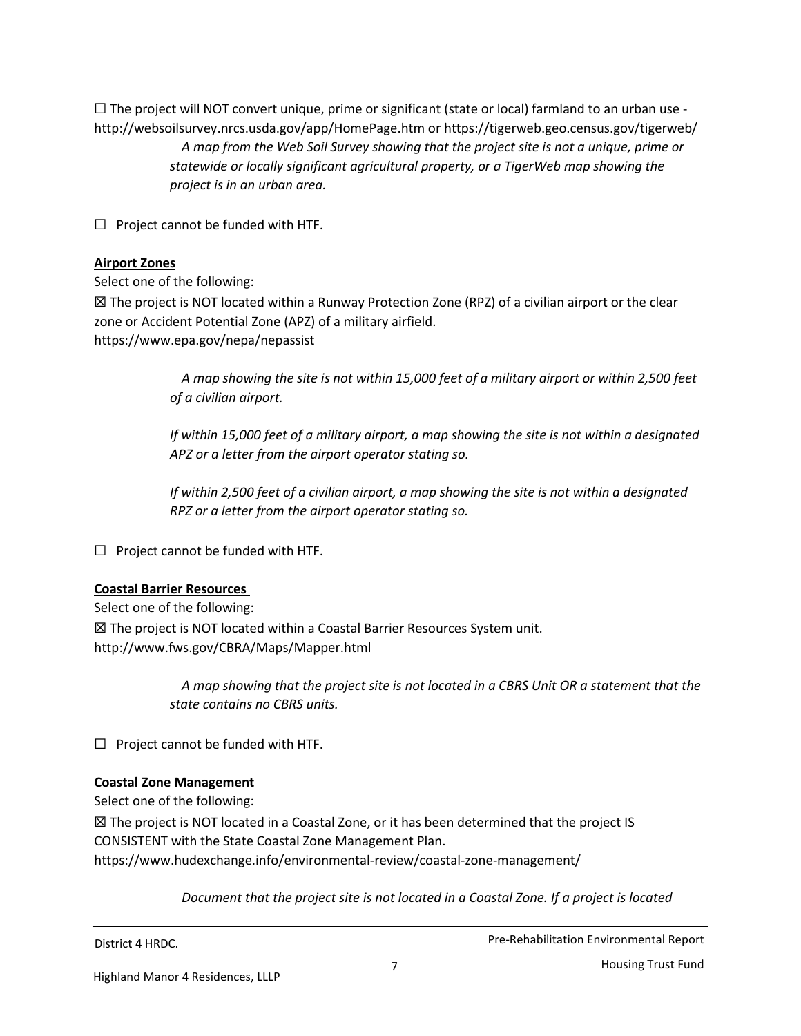☐ The project will NOT convert unique, prime or significant (state or local) farmland to an urban use - http://websoilsurvey.nrcs.usda.gov/app/HomePage.htm or https://tigerweb.geo.census.gov/tigerweb/

> *A map from the Web Soil Survey showing that the project site is not a unique, prime or statewide or locally significant agricultural property, or a TigerWeb map showing the project is in an urban area.*

☐ Project cannot be funded with HTF.

**Airport Zones**

Select one of the following:

☒ The project is NOT located within a Runway Protection Zone (RPZ) of a civilian airport or the clear zone or Accident Potential Zone (APZ) of a military airfield.
https://www.epa.gov/nepa/nepassist

> *A map showing the site is not within 15,000 feet of a military airport or within 2,500 feet of a civilian airport.*
>
> *If within 15,000 feet of a military airport, a map showing the site is not within a designated APZ or a letter from the airport operator stating so.*
>
> *If within 2,500 feet of a civilian airport, a map showing the site is not within a designated RPZ or a letter from the airport operator stating so.*

☐ Project cannot be funded with HTF.

**Coastal Barrier Resources**

Select one of the following:

☒ The project is NOT located within a Coastal Barrier Resources System unit.
http://www.fws.gov/CBRA/Maps/Mapper.html

> *A map showing that the project site is not located in a CBRS Unit OR a statement that the state contains no CBRS units.*

☐ Project cannot be funded with HTF.

**Coastal Zone Management**

Select one of the following:

☒ The project is NOT located in a Coastal Zone, or it has been determined that the project IS CONSISTENT with the State Coastal Zone Management Plan.
https://www.hudexchange.info/environmental-review/coastal-zone-management/

> *Document that the project site is not located in a Coastal Zone. If a project is located*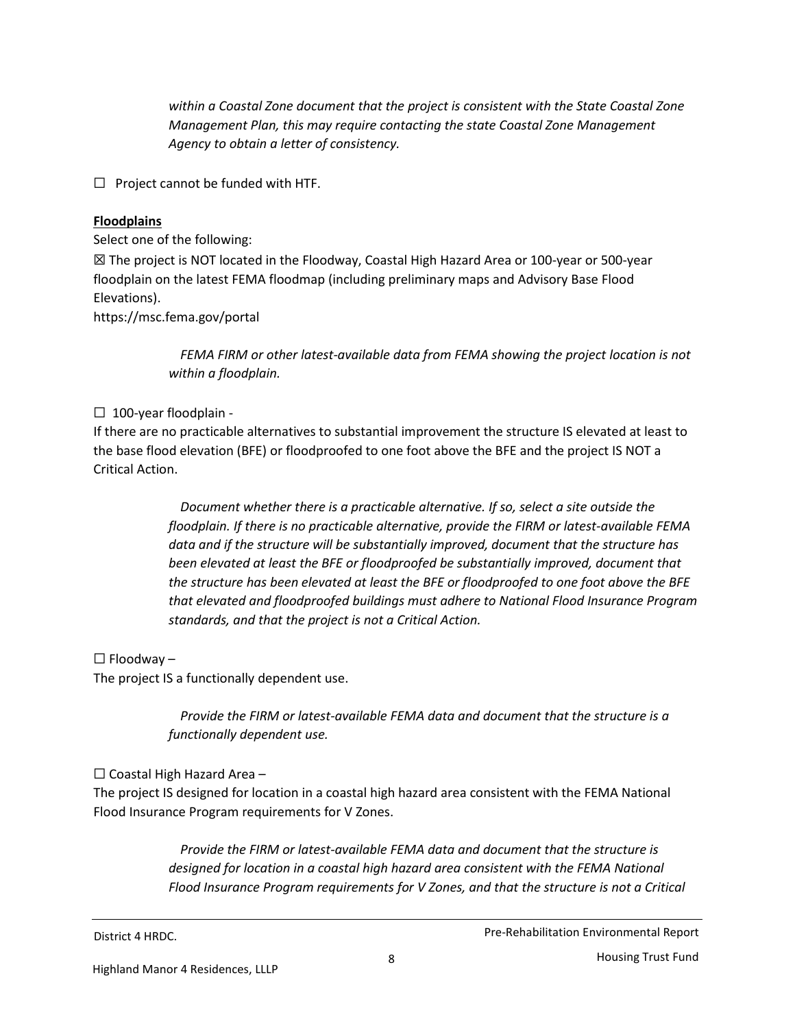*within a Coastal Zone document that the project is consistent with the State Coastal Zone Management Plan, this may require contacting the state Coastal Zone Management Agency to obtain a letter of consistency.*

☐ Project cannot be funded with HTF.

**Floodplains**

Select one of the following:

☒ The project is NOT located in the Floodway, Coastal High Hazard Area or 100-year or 500-year floodplain on the latest FEMA floodmap (including preliminary maps and Advisory Base Flood Elevations).
https://msc.fema.gov/portal

> *FEMA FIRM or other latest-available data from FEMA showing the project location is not within a floodplain.*

☐ 100-year floodplain -
If there are no practicable alternatives to substantial improvement the structure IS elevated at least to the base flood elevation (BFE) or floodproofed to one foot above the BFE and the project IS NOT a Critical Action.

> *Document whether there is a practicable alternative. If so, select a site outside the floodplain. If there is no practicable alternative, provide the FIRM or latest-available FEMA data and if the structure will be substantially improved, document that the structure has been elevated at least the BFE or floodproofed be substantially improved, document that the structure has been elevated at least the BFE or floodproofed to one foot above the BFE that elevated and floodproofed buildings must adhere to National Flood Insurance Program standards, and that the project is not a Critical Action.*

☐ Floodway –
The project IS a functionally dependent use.

> *Provide the FIRM or latest-available FEMA data and document that the structure is a functionally dependent use.*

☐ Coastal High Hazard Area –
The project IS designed for location in a coastal high hazard area consistent with the FEMA National Flood Insurance Program requirements for V Zones.

> *Provide the FIRM or latest-available FEMA data and document that the structure is designed for location in a coastal high hazard area consistent with the FEMA National Flood Insurance Program requirements for V Zones, and that the structure is not a Critical*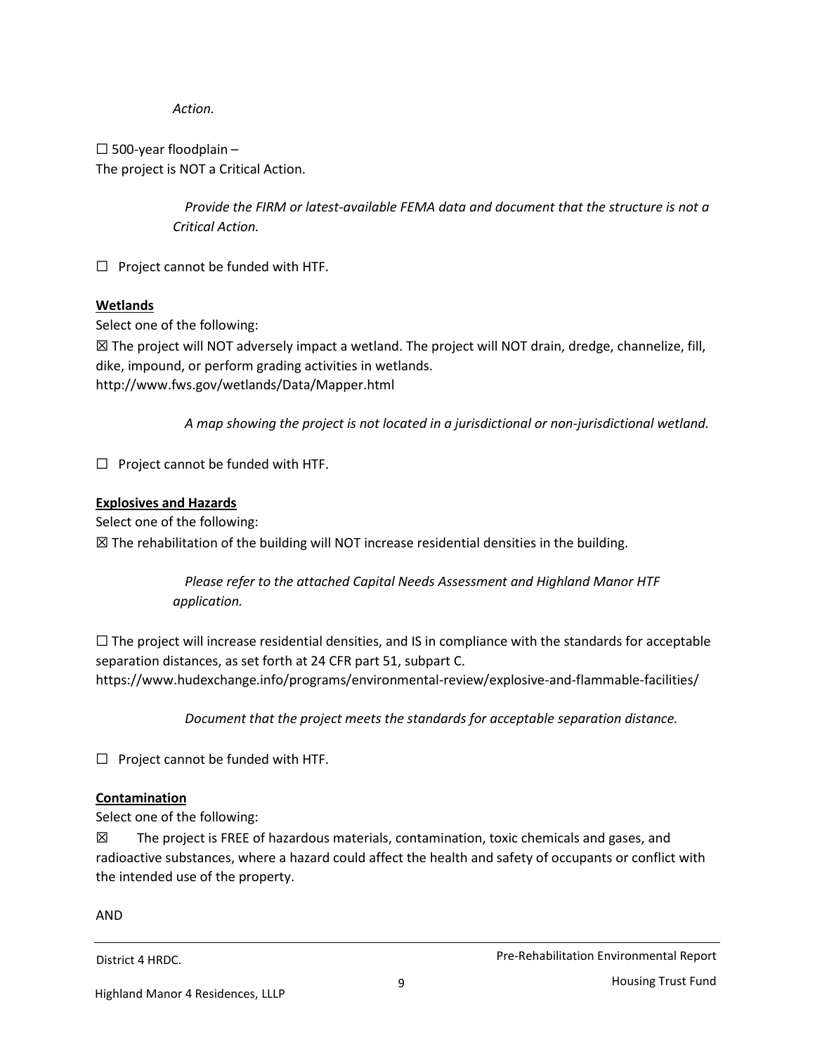*Action.*

☐ 500-year floodplain –
The project is NOT a Critical Action.

*Provide the FIRM or latest-available FEMA data and document that the structure is not a Critical Action.*

☐ Project cannot be funded with HTF.

**Wetlands**

Select one of the following:

☒ The project will NOT adversely impact a wetland. The project will NOT drain, dredge, channelize, fill, dike, impound, or perform grading activities in wetlands.
http://www.fws.gov/wetlands/Data/Mapper.html

*A map showing the project is not located in a jurisdictional or non-jurisdictional wetland.*

☐ Project cannot be funded with HTF.

**Explosives and Hazards**

Select one of the following:

☒ The rehabilitation of the building will NOT increase residential densities in the building.

*Please refer to the attached Capital Needs Assessment and Highland Manor HTF application.*

☐ The project will increase residential densities, and IS in compliance with the standards for acceptable separation distances, as set forth at 24 CFR part 51, subpart C.
https://www.hudexchange.info/programs/environmental-review/explosive-and-flammable-facilities/

*Document that the project meets the standards for acceptable separation distance.*

☐ Project cannot be funded with HTF.

**Contamination**

Select one of the following:

☒ The project is FREE of hazardous materials, contamination, toxic chemicals and gases, and radioactive substances, where a hazard could affect the health and safety of occupants or conflict with the intended use of the property.

AND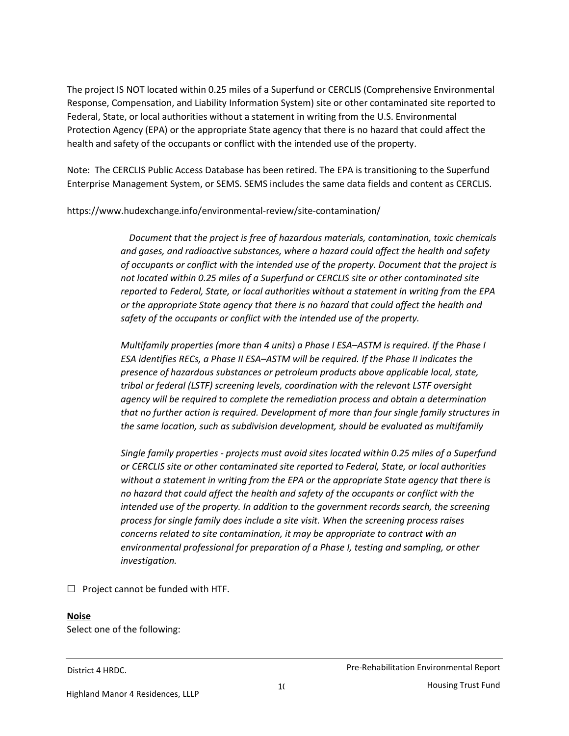The project IS NOT located within 0.25 miles of a Superfund or CERCLIS (Comprehensive Environmental Response, Compensation, and Liability Information System) site or other contaminated site reported to Federal, State, or local authorities without a statement in writing from the U.S. Environmental Protection Agency (EPA) or the appropriate State agency that there is no hazard that could affect the health and safety of the occupants or conflict with the intended use of the property.

Note: The CERCLIS Public Access Database has been retired. The EPA is transitioning to the Superfund Enterprise Management System, or SEMS. SEMS includes the same data fields and content as CERCLIS.

https://www.hudexchange.info/environmental-review/site-contamination/

> *Document that the project is free of hazardous materials, contamination, toxic chemicals and gases, and radioactive substances, where a hazard could affect the health and safety of occupants or conflict with the intended use of the property. Document that the project is not located within 0.25 miles of a Superfund or CERCLIS site or other contaminated site reported to Federal, State, or local authorities without a statement in writing from the EPA or the appropriate State agency that there is no hazard that could affect the health and safety of the occupants or conflict with the intended use of the property.*
>
> *Multifamily properties (more than 4 units) a Phase I ESA–ASTM is required. If the Phase I ESA identifies RECs, a Phase II ESA–ASTM will be required. If the Phase II indicates the presence of hazardous substances or petroleum products above applicable local, state, tribal or federal (LSTF) screening levels, coordination with the relevant LSTF oversight agency will be required to complete the remediation process and obtain a determination that no further action is required. Development of more than four single family structures in the same location, such as subdivision development, should be evaluated as multifamily*
>
> *Single family properties - projects must avoid sites located within 0.25 miles of a Superfund or CERCLIS site or other contaminated site reported to Federal, State, or local authorities without a statement in writing from the EPA or the appropriate State agency that there is no hazard that could affect the health and safety of the occupants or conflict with the intended use of the property. In addition to the government records search, the screening process for single family does include a site visit. When the screening process raises concerns related to site contamination, it may be appropriate to contract with an environmental professional for preparation of a Phase I, testing and sampling, or other investigation.*

☐ Project cannot be funded with HTF.

**Noise**

Select one of the following: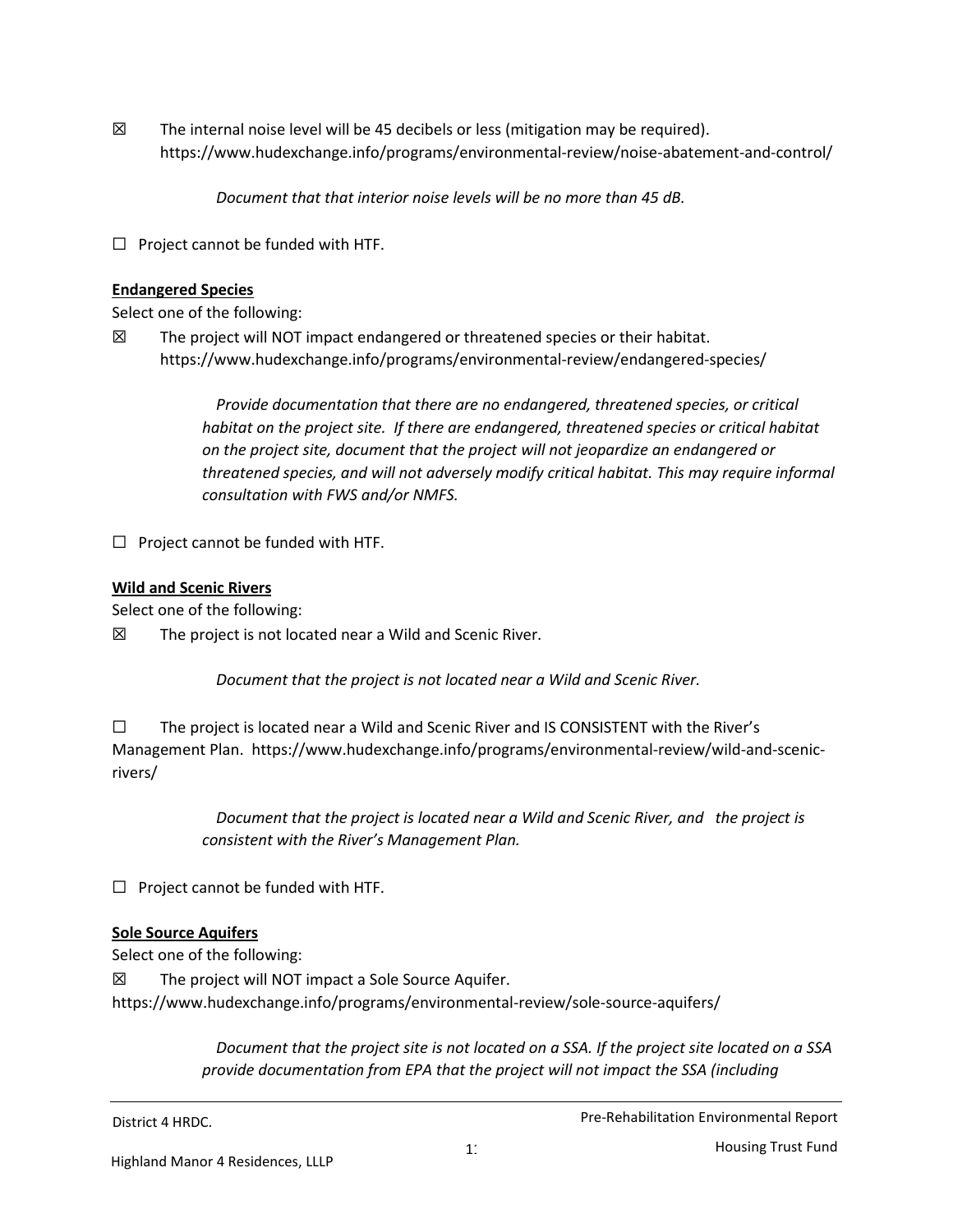☒ The internal noise level will be 45 decibels or less (mitigation may be required). https://www.hudexchange.info/programs/environmental-review/noise-abatement-and-control/

*Document that that interior noise levels will be no more than 45 dB.*

☐ Project cannot be funded with HTF.

**Endangered Species**

Select one of the following:

☒ The project will NOT impact endangered or threatened species or their habitat. https://www.hudexchange.info/programs/environmental-review/endangered-species/

*Provide documentation that there are no endangered, threatened species, or critical habitat on the project site. If there are endangered, threatened species or critical habitat on the project site, document that the project will not jeopardize an endangered or threatened species, and will not adversely modify critical habitat. This may require informal consultation with FWS and/or NMFS.*

☐ Project cannot be funded with HTF.

**Wild and Scenic Rivers**

Select one of the following:

☒ The project is not located near a Wild and Scenic River.

*Document that the project is not located near a Wild and Scenic River.*

☐ The project is located near a Wild and Scenic River and IS CONSISTENT with the River's Management Plan. https://www.hudexchange.info/programs/environmental-review/wild-and-scenic-rivers/

*Document that the project is located near a Wild and Scenic River, and the project is consistent with the River's Management Plan.*

☐ Project cannot be funded with HTF.

**Sole Source Aquifers**

Select one of the following:

☒ The project will NOT impact a Sole Source Aquifer.
https://www.hudexchange.info/programs/environmental-review/sole-source-aquifers/

*Document that the project site is not located on a SSA. If the project site located on a SSA provide documentation from EPA that the project will not impact the SSA (including*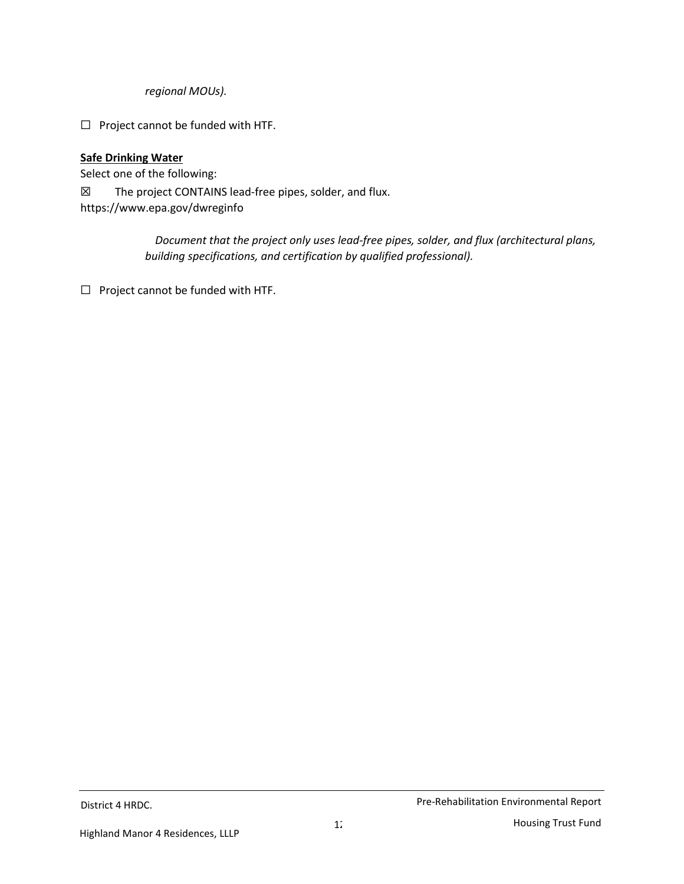*regional MOUs).*

☐ Project cannot be funded with HTF.

**Safe Drinking Water**

Select one of the following:

☒ The project CONTAINS lead-free pipes, solder, and flux.
https://www.epa.gov/dwreginfo

*Document that the project only uses lead-free pipes, solder, and flux (architectural plans, building specifications, and certification by qualified professional).*

☐ Project cannot be funded with HTF.